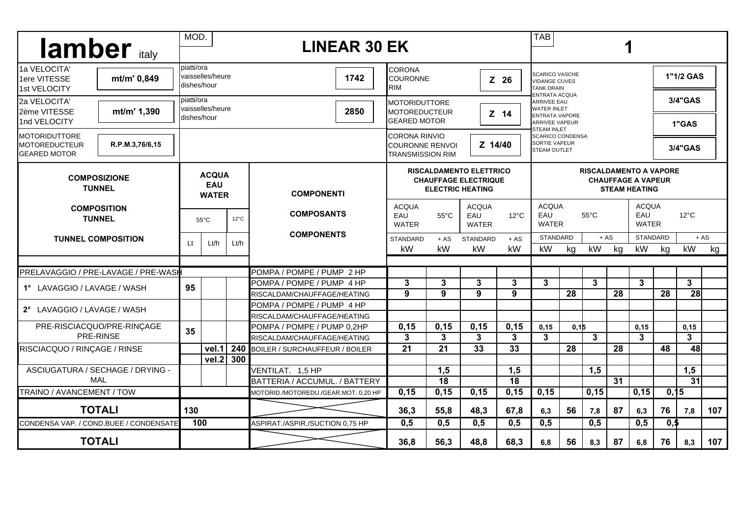| **lamber** italy | MOD. **LINEAR 30 EK** | TAB **1** |
|---|---|---|

| | | | | | | | |
|---|---|---|---|---|---|---|---|
| 1a VELOCITA' / 1ere VITESSE / 1st VELOCITY | mt/m' 0,849 | piatti/ora / vaisselles/heure / dishes/hour | 1742 | CORONA / COURONNE / RIM | Z 26 | SCARICO VASCHE / VIDANGE CUVES / TANK DRAIN | 1"1/2 GAS |
| 2a VELOCITA' / 2ème VITESSE / 1nd VELOCITY | mt/m' 1,390 | piatti/ora / vaisselles/heure / dishes/hour | 2850 | MOTORIDUTTORE / MOTOREDUCTEUR / GEARED MOTOR | Z 14 | ENTRATA ACQUA / ARRIVEE EAU / WATER INLET | 3/4"GAS |
| MOTORIDUTTORE / MOTOREDUCTEUR / GEARED MOTOR | R.P.M.3,76/6,15 | | | CORONA RINVIO / COURONNE RENVOI / TRANSMISSION RIM | Z 14/40 | ENTRATA VAPORE / ARRIVEE VAPEUR / STEAM INLET | 1"GAS |
| | | | | | | SCARICO CONDENSA / SORTIE VAPEUR / STEAM OUTLET | 3/4"GAS |

| **COMPOSIZIONE TUNNEL / COMPOSITION TUNNEL / TUNNEL COMPOSITION** | **ACQUA / EAU / WATER** | | | **COMPONENTI / COMPOSANTS / COMPONENTS** | **RISCALDAMENTO ELETTRICO / CHAUFFAGE ELECTRIQUE / ELECTRIC HEATING** | | | | **RISCALDAMENTO A VAPORE / CHAUFFAGE A VAPEUR / STEAM HEATING** | | | | | | | |
|---|---|---|---|---|---|---|---|---|---|---|---|---|---|---|---|---|
| | | 55°C | 12°C | | ACQUA EAU WATER 55°C | | ACQUA EAU WATER 12°C | | ACQUA EAU WATER 55°C | | | | ACQUA EAU WATER 12°C | | | |
| | | | | | STANDARD | + AS | STANDARD | + AS | STANDARD | | + AS | | STANDARD | | + AS | |
| | Lt | Lt/h | Lt/h | | kW | kW | kW | kW | kW | kg | kW | kg | kW | kg | kW | kg |
| PRELAVAGGIO / PRE-LAVAGE / PRE-WASH | | | | POMPA / POMPE / PUMP 2 HP | | | | | | | | | | | | |
| 1° LAVAGGIO / LAVAGE / WASH | 95 | | | POMPA / POMPE / PUMP 4 HP | 3 | 3 | 3 | 3 | 3 | | 3 | | 3 | | 3 | |
| | | | | RISCALDAM/CHAUFFAGE/HEATING | 9 | 9 | 9 | 9 | | 28 | | 28 | | 28 | 28 | |
| 2° LAVAGGIO / LAVAGE / WASH | | | | POMPA / POMPE / PUMP 4 HP | | | | | | | | | | | | |
| | | | | RISCALDAM/CHAUFFAGE/HEATING | | | | | | | | | | | | |
| PRE-RISCIACQUO/PRE-RINÇAGE PRE-RINSE | 35 | | | POMPA / POMPE / PUMP 0,2HP | 0,15 | 0,15 | 0,15 | 0,15 | 0,15 | 0,15 | | | 0,15 | | 0,15 | |
| | | | | RISCALDAM/CHAUFFAGE/HEATING | 3 | 3 | 3 | 3 | 3 | | 3 | | 3 | | 3 | |
| RISCIACQUO / RINÇAGE / RINSE | | vel.1 | 240 | BOILER / SURCHAUFFEUR / BOILER | 21 | 21 | 33 | 33 | | 28 | | 28 | | 48 | 48 | |
| | | vel.2 | 300 | | | | | | | | | | | | | |
| ASCIUGATURA / SECHAGE / DRYING - MAL | | | | VENTILAT. 1,5 HP | | 1,5 | | 1,5 | | | 1,5 | | | | 1,5 | |
| | | | | BATTERIA / ACCUMUL. / BATTERY | | 18 | | 18 | | | | 31 | | | 31 | |
| TRAINO / AVANCEMENT / TOW | | | | MOTORID./MOTOREDU./GEAR.MOT. 0,20 HP | 0,15 | 0,15 | 0,15 | 0,15 | 0,15 | | 0,15 | | 0,15 | 0,15 | | |
| **TOTALI** | 130 | | | | 36,3 | 55,8 | 48,3 | 67,8 | 6,3 | 56 | 7,8 | 87 | 6,3 | 76 | 7,8 | 107 |
| CONDENSA VAP. / COND.BUEE / CONDENSATE | 100 | | | ASPIRAT./ASPIR./SUCTION 0,75 HP | 0,5 | 0,5 | 0,5 | 0,5 | 0,5 | | 0,5 | | 0,5 | 0,5 | | |
| **TOTALI** | | | | | 36,8 | 56,3 | 48,8 | 68,3 | 6,8 | 56 | 8,3 | 87 | 6,8 | 76 | 8,3 | 107 |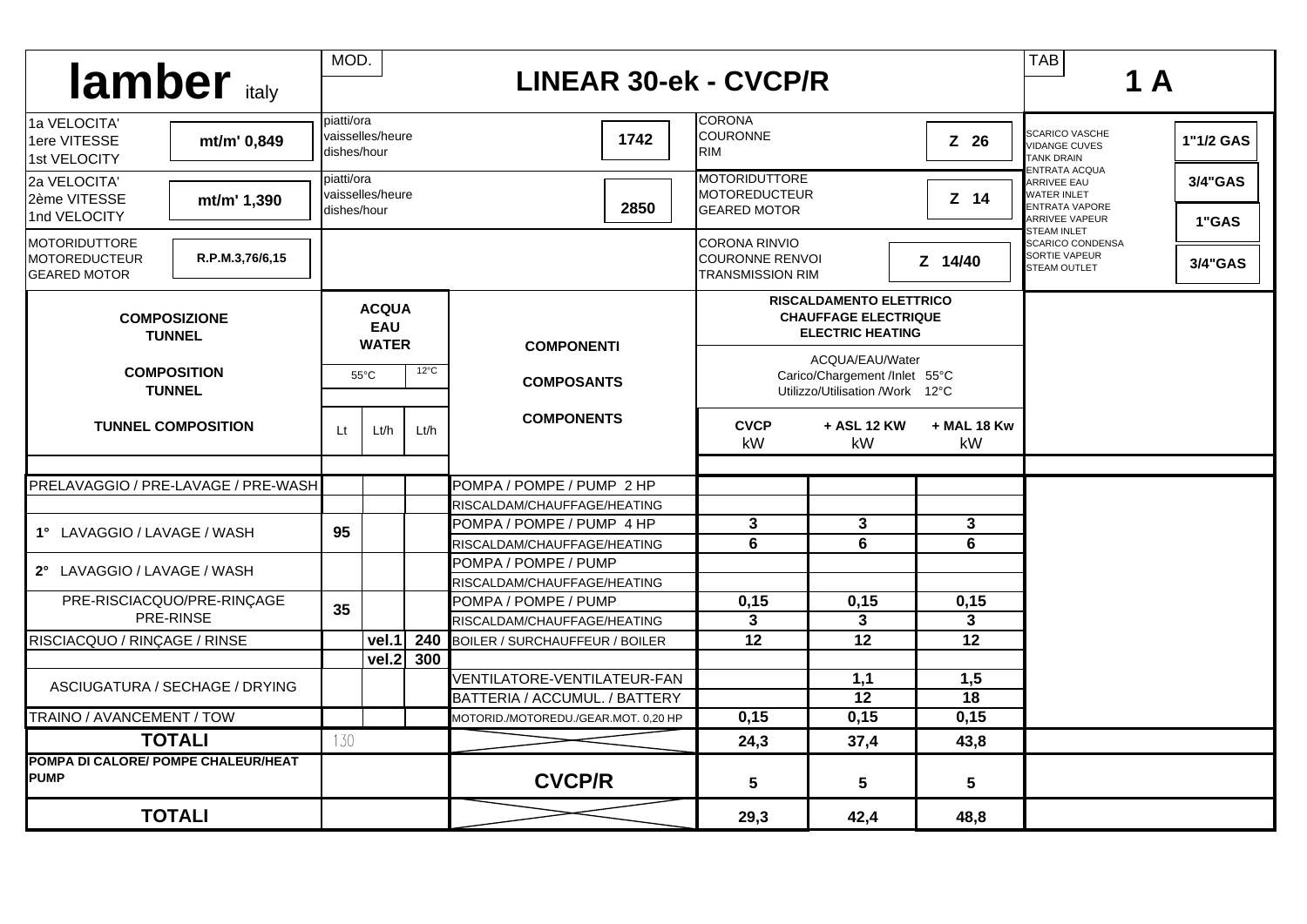# lamber italy

**MOD. LINEAR 30-ek - CVCP/R** — **TAB 1 A**

| | | | | | |
|---|---|---|---|---|---|
| 1a VELOCITA' / 1ere VITESSE / 1st VELOCITY | mt/m' 0,849 | piatti/ora / vaisselles/heure / dishes/hour | 1742 | CORONA / COURONNE / RIM | Z 26 |
| 2a VELOCITA' / 2ème VITESSE / 1nd VELOCITY | mt/m' 1,390 | piatti/ora / vaisselles/heure / dishes/hour | 2850 | MOTORIDUTTORE / MOTOREDUCTEUR / GEARED MOTOR | Z 14 |
| MOTORIDUTTORE / MOTOREDUCTEUR / GEARED MOTOR | R.P.M.3,76/6,15 | | | CORONA RINVIO / COURONNE RENVOI / TRANSMISSION RIM | Z 14/40 |

| | |
|---|---|
| SCARICO VASCHE / VIDANGE CUVES / TANK DRAIN | 1"1/2 GAS |
| ENTRATA ACQUA / ARRIVEE EAU / WATER INLET | 3/4"GAS |
| ENTRATA VAPORE / ARRIVEE VAPEUR / STEAM INLET | 1"GAS |
| SCARICO CONDENSA / SORTIE VAPEUR / STEAM OUTLET | 3/4"GAS |

| COMPOSIZIONE TUNNEL / COMPOSITION TUNNEL / TUNNEL COMPOSITION | ACQUA / EAU / WATER | | | COMPONENTI / COMPOSANTS / COMPONENTS | RISCALDAMENTO ELETTRICO / CHAUFFAGE ELECTRIQUE / ELECTRIC HEATING — ACQUA/EAU/Water Carico/Chargement /Inlet 55°C Utilizzo/Utilisation /Work 12°C | | |
|---|---|---|---|---|---|---|---|
| | 55°C | | 12°C | | | | |
| | Lt | Lt/h | Lt/h | | CVCP kW | + ASL 12 KW kW | + MAL 18 Kw kW |
| PRELAVAGGIO / PRE-LAVAGE / PRE-WASH | | | | POMPA / POMPE / PUMP 2 HP | | | |
| | | | | RISCALDAM/CHAUFFAGE/HEATING | | | |
| 1° LAVAGGIO / LAVAGE / WASH | 95 | | | POMPA / POMPE / PUMP 4 HP | 3 | 3 | 3 |
| | | | | RISCALDAM/CHAUFFAGE/HEATING | 6 | 6 | 6 |
| 2° LAVAGGIO / LAVAGE / WASH | | | | POMPA / POMPE / PUMP | | | |
| | | | | RISCALDAM/CHAUFFAGE/HEATING | | | |
| PRE-RISCIACQUO/PRE-RINÇAGE PRE-RINSE | 35 | | | POMPA / POMPE / PUMP | 0,15 | 0,15 | 0,15 |
| | | | | RISCALDAM/CHAUFFAGE/HEATING | 3 | 3 | 3 |
| RISCIACQUO / RINÇAGE / RINSE | | vel.1 | 240 | BOILER / SURCHAUFFEUR / BOILER | 12 | 12 | 12 |
| | | vel.2 | 300 | | | | |
| ASCIUGATURA / SECHAGE / DRYING | | | | VENTILATORE-VENTILATEUR-FAN | | 1,1 | 1,5 |
| | | | | BATTERIA / ACCUMUL. / BATTERY | | 12 | 18 |
| TRAINO / AVANCEMENT / TOW | | | | MOTORID./MOTOREDU./GEAR.MOT. 0,20 HP | 0,15 | 0,15 | 0,15 |
| **TOTALI** | 130 | | | | 24,3 | 37,4 | 43,8 |
| **POMPA DI CALORE/ POMPE CHALEUR/HEAT PUMP** | | | | **CVCP/R** | 5 | 5 | 5 |
| **TOTALI** | | | | | 29,3 | 42,4 | 48,8 |